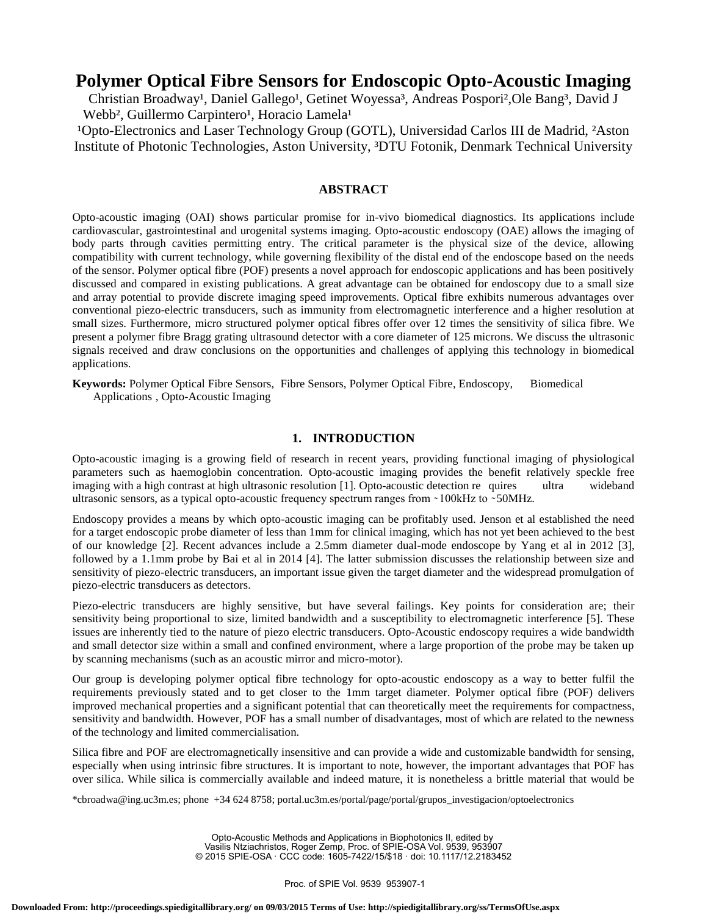# Polymer Optical Fibre Sensors for Endoscopic Opto-Acoustic Imaging

Christian Broadway[1], Daniel Gallego[1], Getinet Woyessa[3], Andreas Pospori[2], Ole Bang[3], David J Webb[2], Guillermo Carpintero[1], Horacio Lamela[1]

[1]Opto-Electronics and Laser Technology Group (GOTL), Universidad Carlos III de Madrid, [2]Aston Institute of Photonic Technologies, Aston University, [3]DTU Fotonik, Denmark Technical University

## ABSTRACT

Opto-acoustic imaging (OAI) shows particular promise for in-vivo biomedical diagnostics. Its applications include cardiovascular, gastrointestinal and urogenital systems imaging. Opto-acoustic endoscopy (OAE) allows the imaging of body parts through cavities permitting entry. The critical parameter is the physical size of the device, allowing compatibility with current technology, while governing flexibility of the distal end of the endoscope based on the needs of the sensor. Polymer optical fibre (POF) presents a novel approach for endoscopic applications and has been positively discussed and compared in existing publications. A great advantage can be obtained for endoscopy due to a small size and array potential to provide discrete imaging speed improvements. Optical fibre exhibits numerous advantages over conventional piezo-electric transducers, such as immunity from electromagnetic interference and a higher resolution at small sizes. Furthermore, micro structured polymer optical fibres offer over 12 times the sensitivity of silica fibre. We present a polymer fibre Bragg grating ultrasound detector with a core diameter of 125 microns. We discuss the ultrasonic signals received and draw conclusions on the opportunities and challenges of applying this technology in biomedical applications.

**Keywords:** Polymer Optical Fibre Sensors, Fibre Sensors, Polymer Optical Fibre, Endoscopy, Biomedical Applications , Opto-Acoustic Imaging

## 1. INTRODUCTION

Opto-acoustic imaging is a growing field of research in recent years, providing functional imaging of physiological parameters such as haemoglobin concentration. Opto-acoustic imaging provides the benefit relatively speckle free imaging with a high contrast at high ultrasonic resolution [1]. Opto-acoustic detection requires ultra wideband ultrasonic sensors, as a typical opto-acoustic frequency spectrum ranges from ~100kHz to ~50MHz.

Endoscopy provides a means by which opto-acoustic imaging can be profitably used. Jenson et al established the need for a target endoscopic probe diameter of less than 1mm for clinical imaging, which has not yet been achieved to the best of our knowledge [2]. Recent advances include a 2.5mm diameter dual-mode endoscope by Yang et al in 2012 [3], followed by a 1.1mm probe by Bai et al in 2014 [4]. The latter submission discusses the relationship between size and sensitivity of piezo-electric transducers, an important issue given the target diameter and the widespread promulgation of piezo-electric transducers as detectors.

Piezo-electric transducers are highly sensitive, but have several failings. Key points for consideration are; their sensitivity being proportional to size, limited bandwidth and a susceptibility to electromagnetic interference [5]. These issues are inherently tied to the nature of piezo electric transducers. Opto-Acoustic endoscopy requires a wide bandwidth and small detector size within a small and confined environment, where a large proportion of the probe may be taken up by scanning mechanisms (such as an acoustic mirror and micro-motor).

Our group is developing polymer optical fibre technology for opto-acoustic endoscopy as a way to better fulfil the requirements previously stated and to get closer to the 1mm target diameter. Polymer optical fibre (POF) delivers improved mechanical properties and a significant potential that can theoretically meet the requirements for compactness, sensitivity and bandwidth. However, POF has a small number of disadvantages, most of which are related to the newness of the technology and limited commercialisation.

Silica fibre and POF are electromagnetically insensitive and can provide a wide and customizable bandwidth for sensing, especially when using intrinsic fibre structures. It is important to note, however, the important advantages that POF has over silica. While silica is commercially available and indeed mature, it is nonetheless a brittle material that would be

*cbroadwa@ing.uc3m.es; phone +34 624 8758; portal.uc3m.es/portal/page/portal/grupos_investigacion/optoelectronics

Opto-Acoustic Methods and Applications in Biophotonics II, edited by Vasilis Ntziachristos, Roger Zemp, Proc. of SPIE-OSA Vol. 9539, 953907 © 2015 SPIE-OSA · CCC code: 1605-7422/15/$18 · doi: 10.1117/12.2183452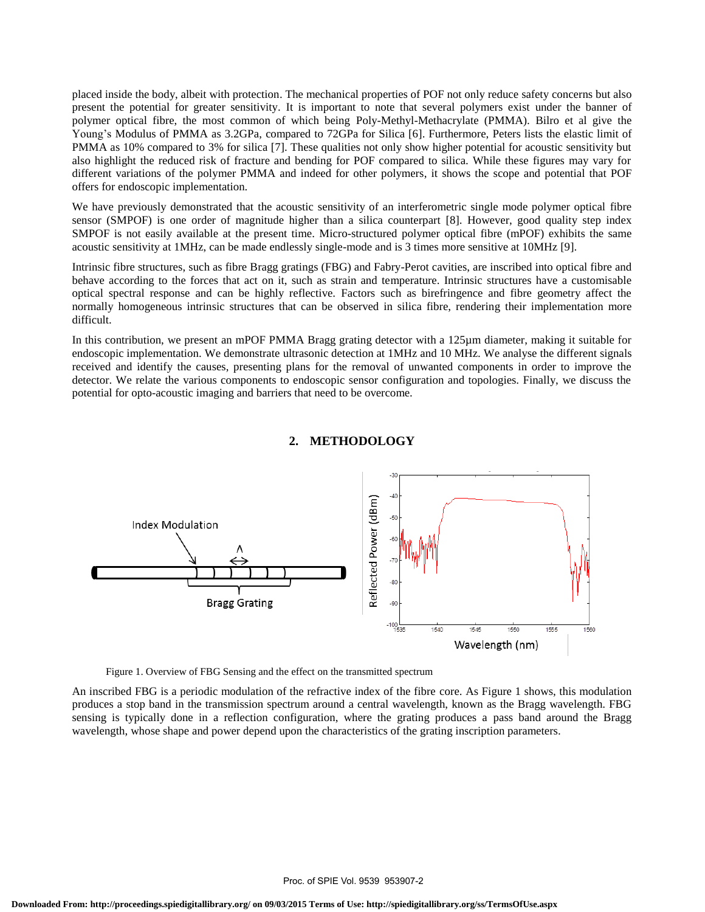placed inside the body, albeit with protection. The mechanical properties of POF not only reduce safety concerns but also present the potential for greater sensitivity. It is important to note that several polymers exist under the banner of polymer optical fibre, the most common of which being Poly-Methyl-Methacrylate (PMMA). Bilro et al give the Young's Modulus of PMMA as 3.2GPa, compared to 72GPa for Silica [6]. Furthermore, Peters lists the elastic limit of PMMA as 10% compared to 3% for silica [7]. These qualities not only show higher potential for acoustic sensitivity but also highlight the reduced risk of fracture and bending for POF compared to silica. While these figures may vary for different variations of the polymer PMMA and indeed for other polymers, it shows the scope and potential that POF offers for endoscopic implementation.

We have previously demonstrated that the acoustic sensitivity of an interferometric single mode polymer optical fibre sensor (SMPOF) is one order of magnitude higher than a silica counterpart [8]. However, good quality step index SMPOF is not easily available at the present time. Micro-structured polymer optical fibre (mPOF) exhibits the same acoustic sensitivity at 1MHz, can be made endlessly single-mode and is 3 times more sensitive at 10MHz [9].

Intrinsic fibre structures, such as fibre Bragg gratings (FBG) and Fabry-Perot cavities, are inscribed into optical fibre and behave according to the forces that act on it, such as strain and temperature. Intrinsic structures have a customisable optical spectral response and can be highly reflective. Factors such as birefringence and fibre geometry affect the normally homogeneous intrinsic structures that can be observed in silica fibre, rendering their implementation more difficult.

In this contribution, we present an mPOF PMMA Bragg grating detector with a 125µm diameter, making it suitable for endoscopic implementation. We demonstrate ultrasonic detection at 1MHz and 10 MHz. We analyse the different signals received and identify the causes, presenting plans for the removal of unwanted components in order to improve the detector. We relate the various components to endoscopic sensor configuration and topologies. Finally, we discuss the potential for opto-acoustic imaging and barriers that need to be overcome.

## 2. METHODOLOGY

Figure 1. Overview of FBG Sensing and the effect on the transmitted spectrum

An inscribed FBG is a periodic modulation of the refractive index of the fibre core. As Figure 1 shows, this modulation produces a stop band in the transmission spectrum around a central wavelength, known as the Bragg wavelength. FBG sensing is typically done in a reflection configuration, where the grating produces a pass band around the Bragg wavelength, whose shape and power depend upon the characteristics of the grating inscription parameters.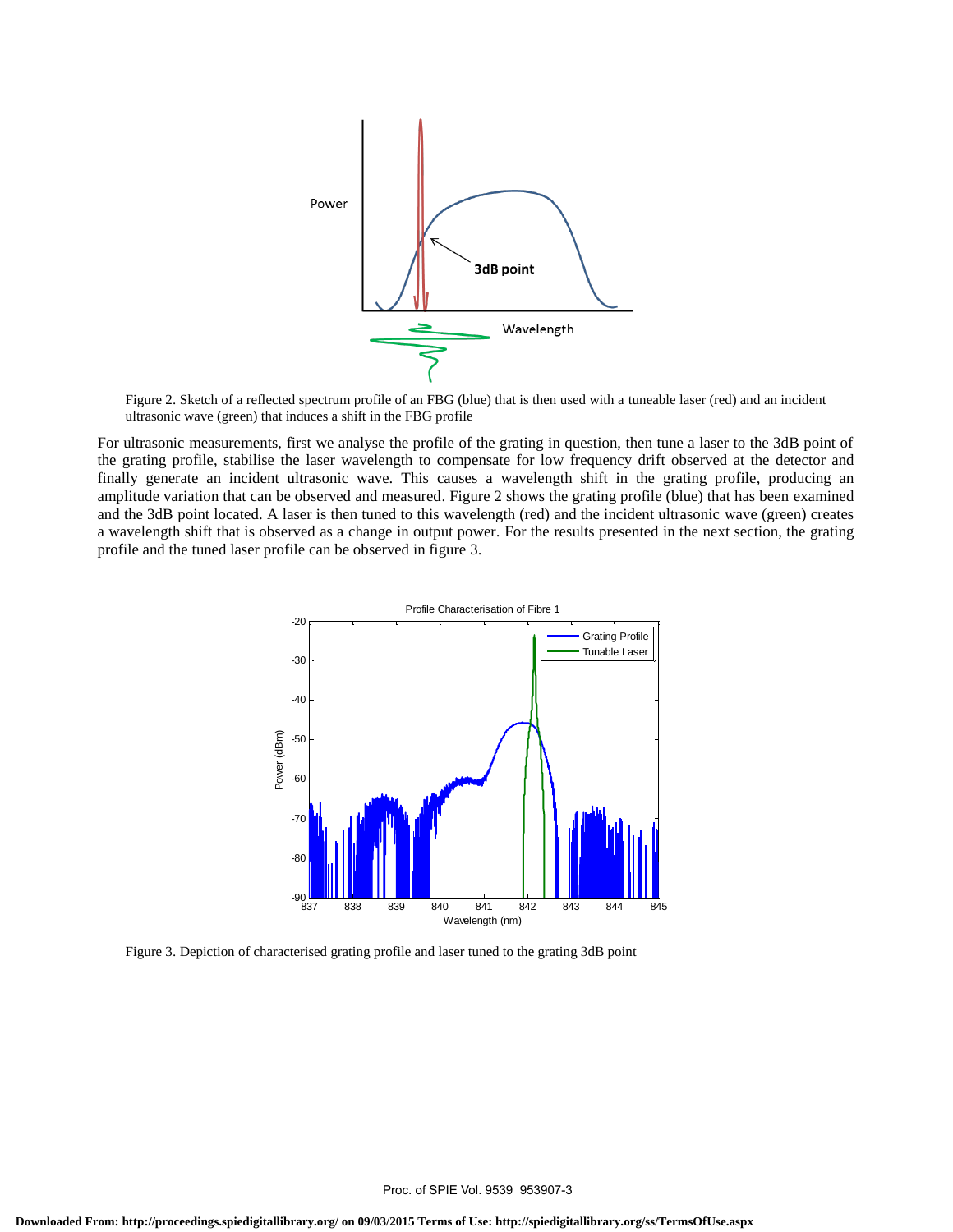Figure 2. Sketch of a reflected spectrum profile of an FBG (blue) that is then used with a tuneable laser (red) and an incident ultrasonic wave (green) that induces a shift in the FBG profile

For ultrasonic measurements, first we analyse the profile of the grating in question, then tune a laser to the 3dB point of the grating profile, stabilise the laser wavelength to compensate for low frequency drift observed at the detector and finally generate an incident ultrasonic wave. This causes a wavelength shift in the grating profile, producing an amplitude variation that can be observed and measured. Figure 2 shows the grating profile (blue) that has been examined and the 3dB point located. A laser is then tuned to this wavelength (red) and the incident ultrasonic wave (green) creates a wavelength shift that is observed as a change in output power. For the results presented in the next section, the grating profile and the tuned laser profile can be observed in figure 3.

Figure 3. Depiction of characterised grating profile and laser tuned to the grating 3dB point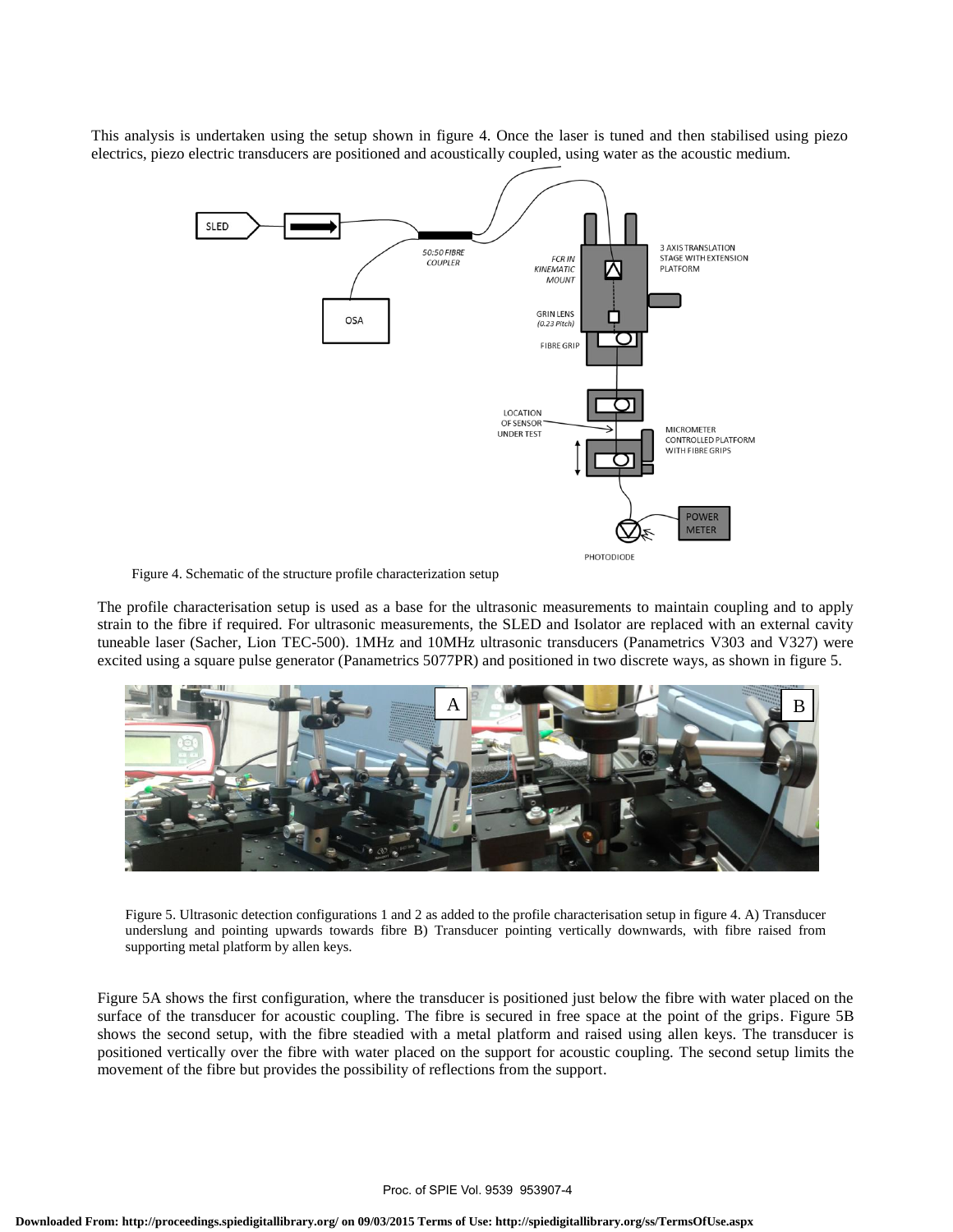This analysis is undertaken using the setup shown in figure 4. Once the laser is tuned and then stabilised using piezo electrics, piezo electric transducers are positioned and acoustically coupled, using water as the acoustic medium.

Figure 4. Schematic of the structure profile characterization setup

The profile characterisation setup is used as a base for the ultrasonic measurements to maintain coupling and to apply strain to the fibre if required. For ultrasonic measurements, the SLED and Isolator are replaced with an external cavity tuneable laser (Sacher, Lion TEC-500). 1MHz and 10MHz ultrasonic transducers (Panametrics V303 and V327) were excited using a square pulse generator (Panametrics 5077PR) and positioned in two discrete ways, as shown in figure 5.

Figure 5. Ultrasonic detection configurations 1 and 2 as added to the profile characterisation setup in figure 4. A) Transducer underslung and pointing upwards towards fibre B) Transducer pointing vertically downwards, with fibre raised from supporting metal platform by allen keys.

Figure 5A shows the first configuration, where the transducer is positioned just below the fibre with water placed on the surface of the transducer for acoustic coupling. The fibre is secured in free space at the point of the grips. Figure 5B shows the second setup, with the fibre steadied with a metal platform and raised using allen keys. The transducer is positioned vertically over the fibre with water placed on the support for acoustic coupling. The second setup limits the movement of the fibre but provides the possibility of reflections from the support.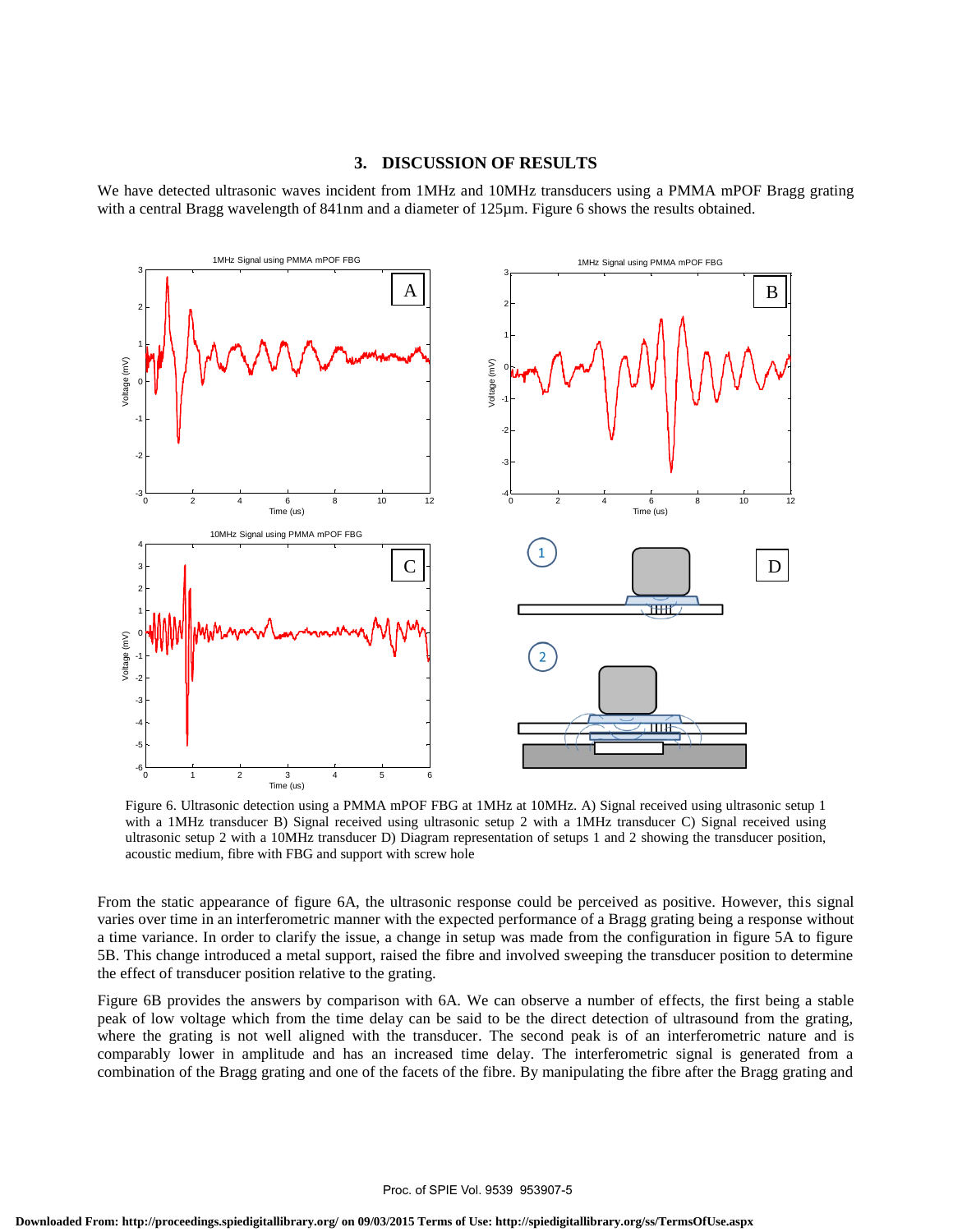## 3. DISCUSSION OF RESULTS

We have detected ultrasonic waves incident from 1MHz and 10MHz transducers using a PMMA mPOF Bragg grating with a central Bragg wavelength of 841nm and a diameter of 125µm. Figure 6 shows the results obtained.

Figure 6. Ultrasonic detection using a PMMA mPOF FBG at 1MHz at 10MHz. A) Signal received using ultrasonic setup 1 with a 1MHz transducer B) Signal received using ultrasonic setup 2 with a 1MHz transducer C) Signal received using ultrasonic setup 2 with a 10MHz transducer D) Diagram representation of setups 1 and 2 showing the transducer position, acoustic medium, fibre with FBG and support with screw hole

From the static appearance of figure 6A, the ultrasonic response could be perceived as positive. However, this signal varies over time in an interferometric manner with the expected performance of a Bragg grating being a response without a time variance. In order to clarify the issue, a change in setup was made from the configuration in figure 5A to figure 5B. This change introduced a metal support, raised the fibre and involved sweeping the transducer position to determine the effect of transducer position relative to the grating.

Figure 6B provides the answers by comparison with 6A. We can observe a number of effects, the first being a stable peak of low voltage which from the time delay can be said to be the direct detection of ultrasound from the grating, where the grating is not well aligned with the transducer. The second peak is of an interferometric nature and is comparably lower in amplitude and has an increased time delay. The interferometric signal is generated from a combination of the Bragg grating and one of the facets of the fibre. By manipulating the fibre after the Bragg grating and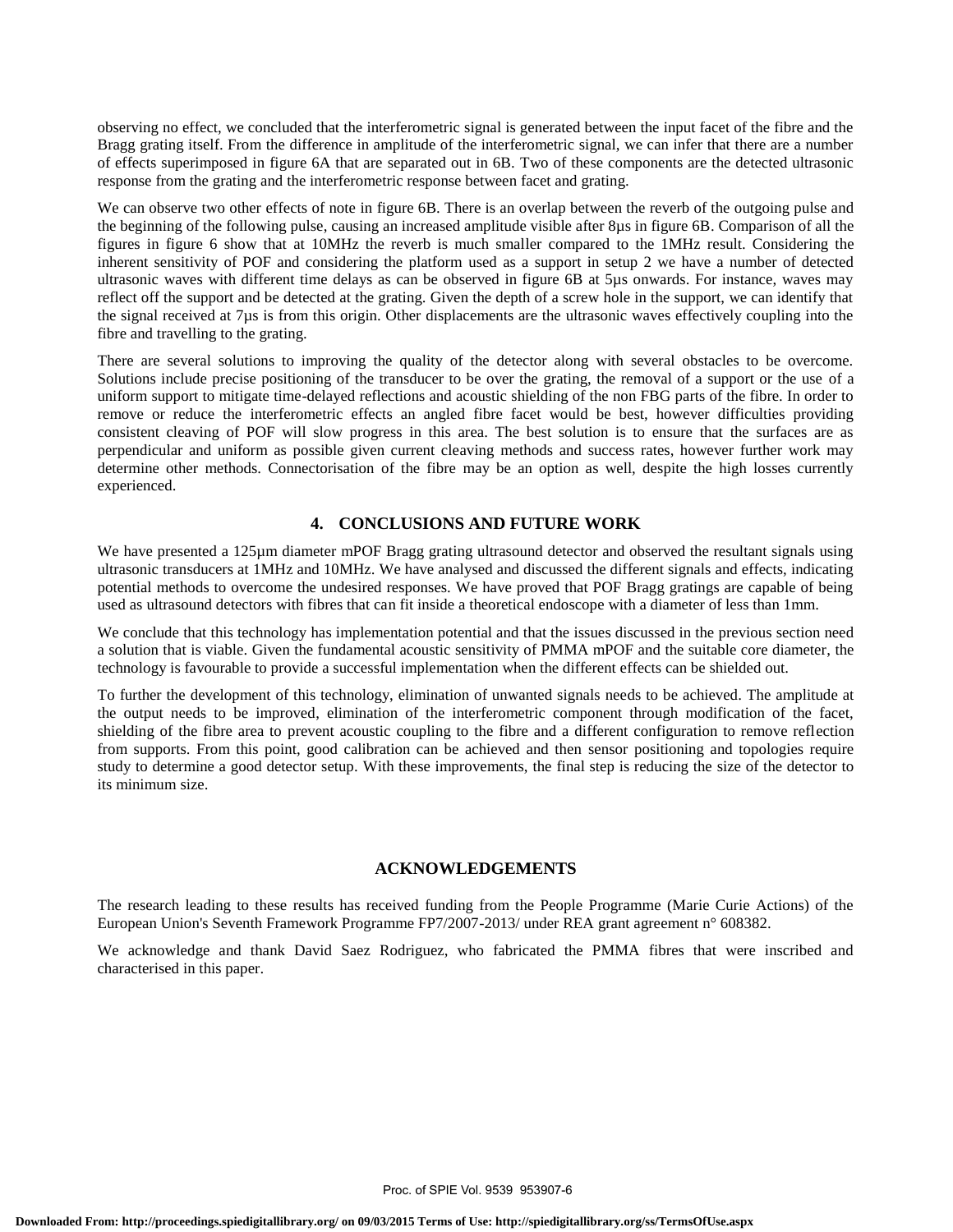observing no effect, we concluded that the interferometric signal is generated between the input facet of the fibre and the Bragg grating itself. From the difference in amplitude of the interferometric signal, we can infer that there are a number of effects superimposed in figure 6A that are separated out in 6B. Two of these components are the detected ultrasonic response from the grating and the interferometric response between facet and grating.

We can observe two other effects of note in figure 6B. There is an overlap between the reverb of the outgoing pulse and the beginning of the following pulse, causing an increased amplitude visible after 8µs in figure 6B. Comparison of all the figures in figure 6 show that at 10MHz the reverb is much smaller compared to the 1MHz result. Considering the inherent sensitivity of POF and considering the platform used as a support in setup 2 we have a number of detected ultrasonic waves with different time delays as can be observed in figure 6B at 5µs onwards. For instance, waves may reflect off the support and be detected at the grating. Given the depth of a screw hole in the support, we can identify that the signal received at 7µs is from this origin. Other displacements are the ultrasonic waves effectively coupling into the fibre and travelling to the grating.

There are several solutions to improving the quality of the detector along with several obstacles to be overcome. Solutions include precise positioning of the transducer to be over the grating, the removal of a support or the use of a uniform support to mitigate time-delayed reflections and acoustic shielding of the non FBG parts of the fibre. In order to remove or reduce the interferometric effects an angled fibre facet would be best, however difficulties providing consistent cleaving of POF will slow progress in this area. The best solution is to ensure that the surfaces are as perpendicular and uniform as possible given current cleaving methods and success rates, however further work may determine other methods. Connectorisation of the fibre may be an option as well, despite the high losses currently experienced.

## 4. CONCLUSIONS AND FUTURE WORK

We have presented a 125µm diameter mPOF Bragg grating ultrasound detector and observed the resultant signals using ultrasonic transducers at 1MHz and 10MHz. We have analysed and discussed the different signals and effects, indicating potential methods to overcome the undesired responses. We have proved that POF Bragg gratings are capable of being used as ultrasound detectors with fibres that can fit inside a theoretical endoscope with a diameter of less than 1mm.

We conclude that this technology has implementation potential and that the issues discussed in the previous section need a solution that is viable. Given the fundamental acoustic sensitivity of PMMA mPOF and the suitable core diameter, the technology is favourable to provide a successful implementation when the different effects can be shielded out.

To further the development of this technology, elimination of unwanted signals needs to be achieved. The amplitude at the output needs to be improved, elimination of the interferometric component through modification of the facet, shielding of the fibre area to prevent acoustic coupling to the fibre and a different configuration to remove reflection from supports. From this point, good calibration can be achieved and then sensor positioning and topologies require study to determine a good detector setup. With these improvements, the final step is reducing the size of the detector to its minimum size.

## ACKNOWLEDGEMENTS

The research leading to these results has received funding from the People Programme (Marie Curie Actions) of the European Union's Seventh Framework Programme FP7/2007-2013/ under REA grant agreement n° 608382.

We acknowledge and thank David Saez Rodriguez, who fabricated the PMMA fibres that were inscribed and characterised in this paper.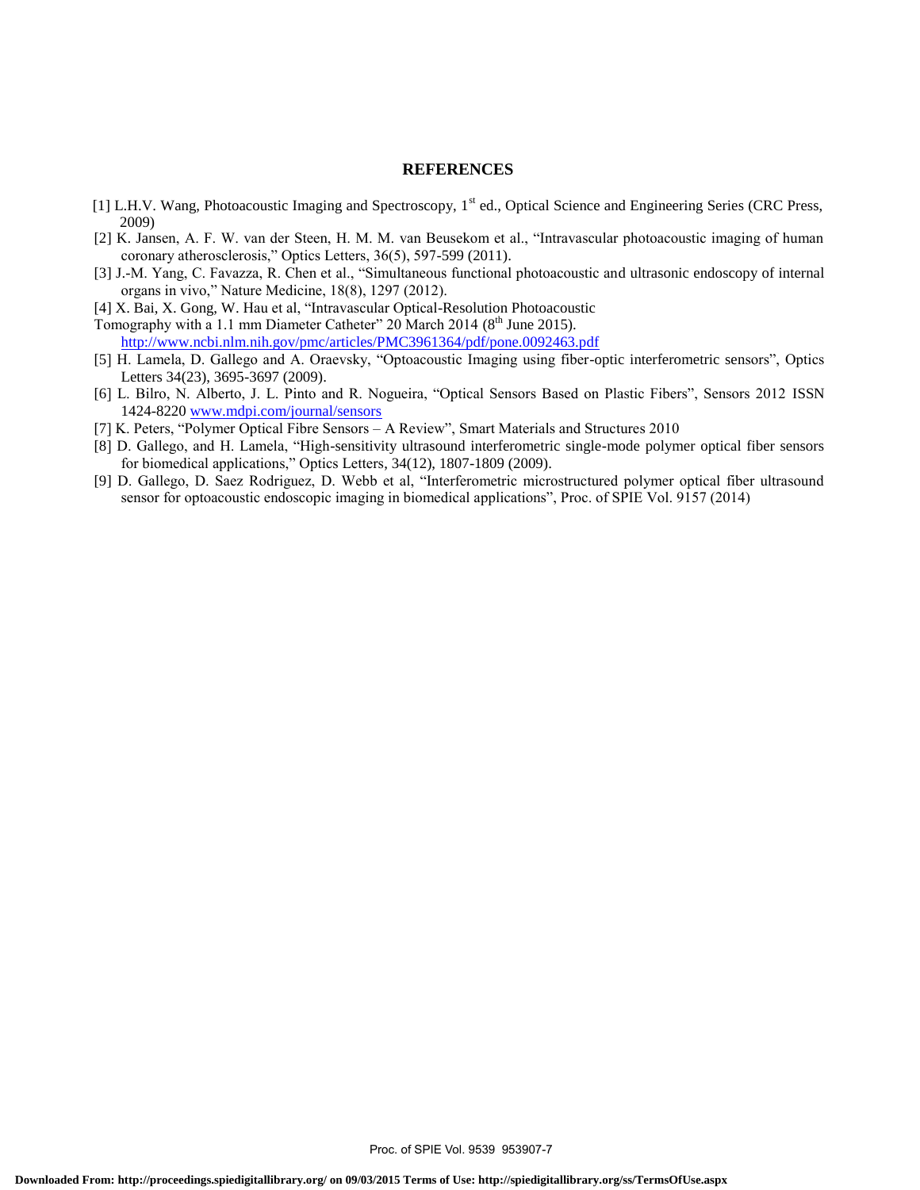## REFERENCES

[1] L.H.V. Wang, Photoacoustic Imaging and Spectroscopy, 1st ed., Optical Science and Engineering Series (CRC Press, 2009)

[2] K. Jansen, A. F. W. van der Steen, H. M. M. van Beusekom et al., "Intravascular photoacoustic imaging of human coronary atherosclerosis," Optics Letters, 36(5), 597-599 (2011).

[3] J.-M. Yang, C. Favazza, R. Chen et al., "Simultaneous functional photoacoustic and ultrasonic endoscopy of internal organs in vivo," Nature Medicine, 18(8), 1297 (2012).

[4] X. Bai, X. Gong, W. Hau et al, "Intravascular Optical-Resolution Photoacoustic Tomography with a 1.1 mm Diameter Catheter" 20 March 2014 (8th June 2015). http://www.ncbi.nlm.nih.gov/pmc/articles/PMC3961364/pdf/pone.0092463.pdf

[5] H. Lamela, D. Gallego and A. Oraevsky, "Optoacoustic Imaging using fiber-optic interferometric sensors", Optics Letters 34(23), 3695-3697 (2009).

[6] L. Bilro, N. Alberto, J. L. Pinto and R. Nogueira, "Optical Sensors Based on Plastic Fibers", Sensors 2012 ISSN 1424-8220 www.mdpi.com/journal/sensors

[7] K. Peters, "Polymer Optical Fibre Sensors – A Review", Smart Materials and Structures 2010

[8] D. Gallego, and H. Lamela, "High-sensitivity ultrasound interferometric single-mode polymer optical fiber sensors for biomedical applications," Optics Letters, 34(12), 1807-1809 (2009).

[9] D. Gallego, D. Saez Rodriguez, D. Webb et al, "Interferometric microstructured polymer optical fiber ultrasound sensor for optoacoustic endoscopic imaging in biomedical applications", Proc. of SPIE Vol. 9157 (2014)